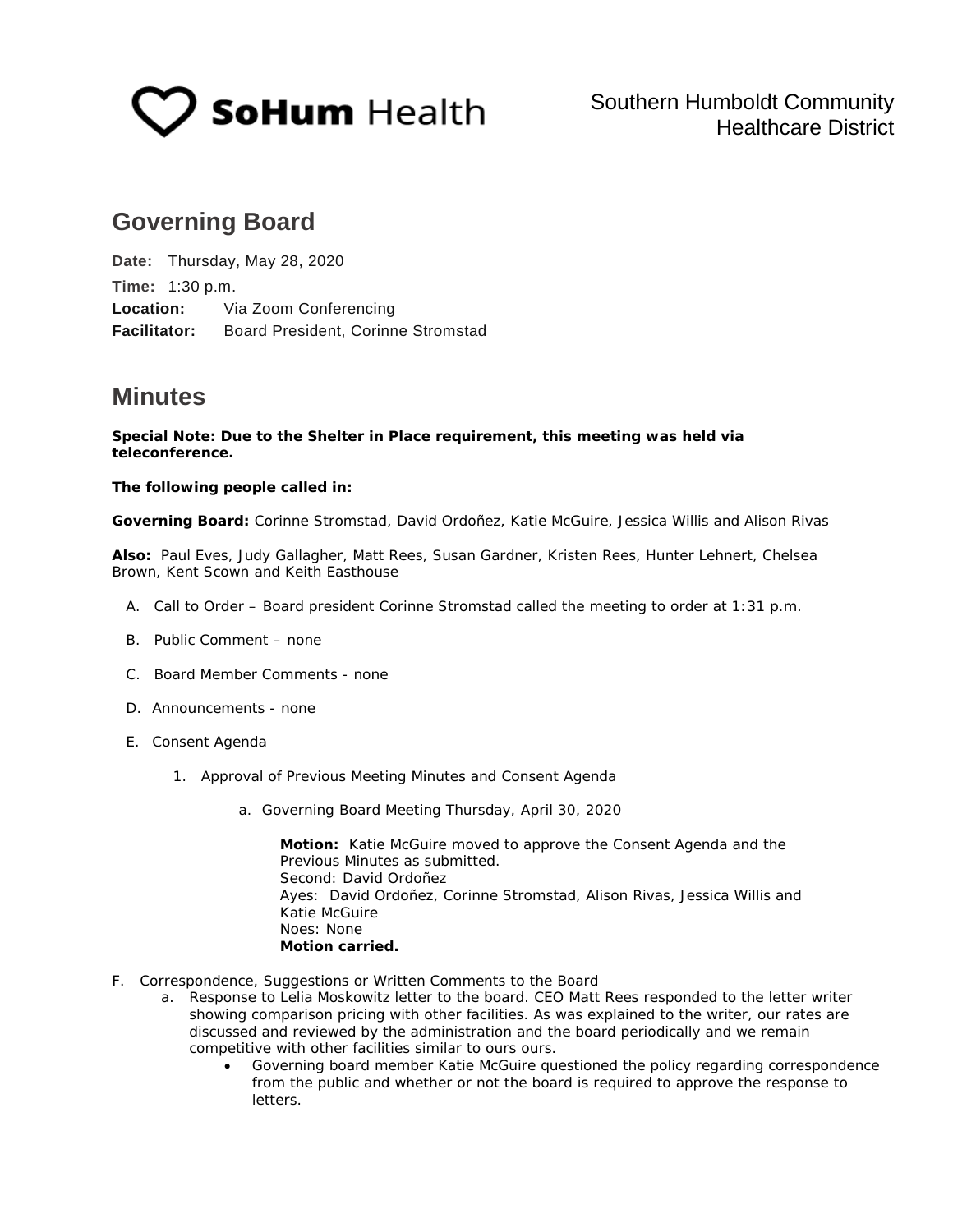SoHum Health

Southern Humboldt Community Healthcare District

## Governing Board

**Date:** Thursday, May 28, 2020

**Time:** 1:30 p.m.

**Location:** Via Zoom Conferencing

**Facilitator:** Board President, Corinne Stromstad

## Minutes

**Special Note: Due to the Shelter in Place requirement, this meeting was held via teleconference.**

**The following people called in:**

**Governing Board:** Corinne Stromstad, David Ordoñez, Katie McGuire, Jessica Willis and Alison Rivas

**Also:** Paul Eves, Judy Gallagher, Matt Rees, Susan Gardner, Kristen Rees, Hunter Lehnert, Chelsea Brown, Kent Scown and Keith Easthouse

A. Call to Order – Board president Corinne Stromstad called the meeting to order at 1:31 p.m.

B. Public Comment – none

C. Board Member Comments - none

D. Announcements - none

E. Consent Agenda

   1. Approval of Previous Meeting Minutes and Consent Agenda

      a. Governing Board Meeting Thursday, April 30, 2020

         **Motion:** Katie McGuire moved to approve the Consent Agenda and the Previous Minutes as submitted.
         Second: David Ordoñez
         Ayes: David Ordoñez, Corinne Stromstad, Alison Rivas, Jessica Willis and Katie McGuire
         Noes: None
         **Motion carried.**

F. Correspondence, Suggestions or Written Comments to the Board

   a. Response to Lelia Moskowitz letter to the board. CEO Matt Rees responded to the letter writer showing comparison pricing with other facilities. As was explained to the writer, our rates are discussed and reviewed by the administration and the board periodically and we remain competitive with other facilities similar to ours ours.

      - Governing board member Katie McGuire questioned the policy regarding correspondence from the public and whether or not the board is required to approve the response to letters.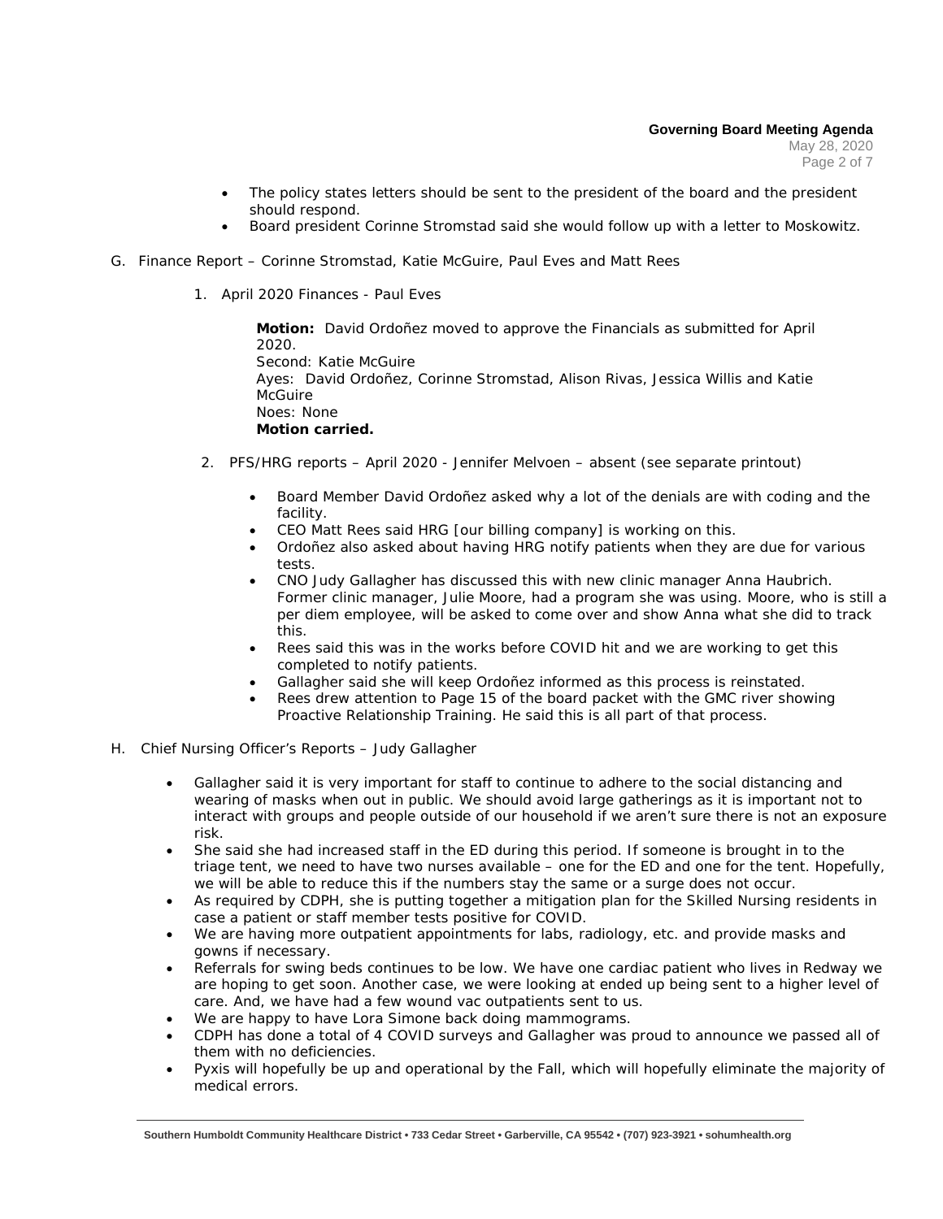- The policy states letters should be sent to the president of the board and the president should respond.
- Board president Corinne Stromstad said she would follow up with a letter to Moskowitz.

G. Finance Report – Corinne Stromstad, Katie McGuire, Paul Eves and Matt Rees

1. April 2020 Finances - Paul Eves

   **Motion:** David Ordoñez moved to approve the Financials as submitted for April 2020.
   Second: Katie McGuire
   Ayes: David Ordoñez, Corinne Stromstad, Alison Rivas, Jessica Willis and Katie McGuire
   Noes: None
   **Motion carried.**

2. PFS/HRG reports – April 2020 - Jennifer Melvoen – absent (see separate printout)

   - Board Member David Ordoñez asked why a lot of the denials are with coding and the facility.
   - CEO Matt Rees said HRG [our billing company] is working on this.
   - Ordoñez also asked about having HRG notify patients when they are due for various tests.
   - CNO Judy Gallagher has discussed this with new clinic manager Anna Haubrich. Former clinic manager, Julie Moore, had a program she was using. Moore, who is still a per diem employee, will be asked to come over and show Anna what she did to track this.
   - Rees said this was in the works before COVID hit and we are working to get this completed to notify patients.
   - Gallagher said she will keep Ordoñez informed as this process is reinstated.
   - Rees drew attention to Page 15 of the board packet with the GMC river showing Proactive Relationship Training. He said this is all part of that process.

H. Chief Nursing Officer's Reports – Judy Gallagher

- Gallagher said it is very important for staff to continue to adhere to the social distancing and wearing of masks when out in public. We should avoid large gatherings as it is important not to interact with groups and people outside of our household if we aren't sure there is not an exposure risk.
- She said she had increased staff in the ED during this period. If someone is brought in to the triage tent, we need to have two nurses available – one for the ED and one for the tent. Hopefully, we will be able to reduce this if the numbers stay the same or a surge does not occur.
- As required by CDPH, she is putting together a mitigation plan for the Skilled Nursing residents in case a patient or staff member tests positive for COVID.
- We are having more outpatient appointments for labs, radiology, etc. and provide masks and gowns if necessary.
- Referrals for swing beds continues to be low. We have one cardiac patient who lives in Redway we are hoping to get soon. Another case, we were looking at ended up being sent to a higher level of care. And, we have had a few wound vac outpatients sent to us.
- We are happy to have Lora Simone back doing mammograms.
- CDPH has done a total of 4 COVID surveys and Gallagher was proud to announce we passed all of them with no deficiencies.
- Pyxis will hopefully be up and operational by the Fall, which will hopefully eliminate the majority of medical errors.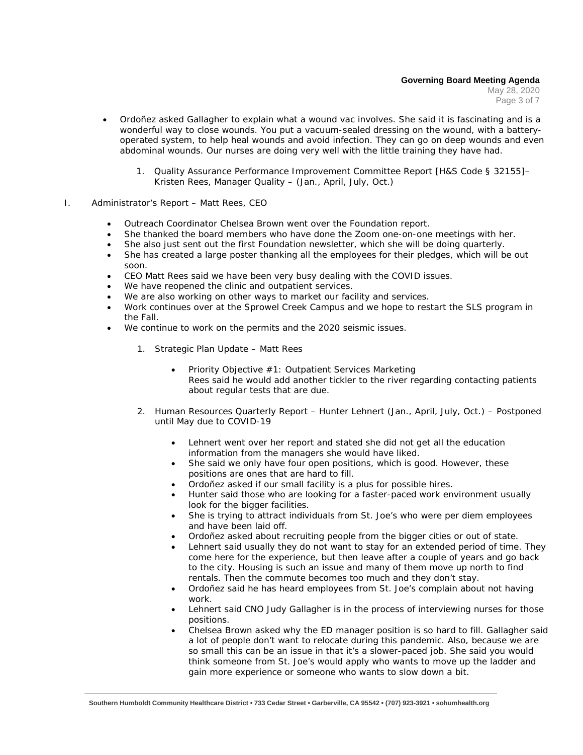- Ordoñez asked Gallagher to explain what a wound vac involves. She said it is fascinating and is a wonderful way to close wounds. You put a vacuum-sealed dressing on the wound, with a battery-operated system, to help heal wounds and avoid infection. They can go on deep wounds and even abdominal wounds. Our nurses are doing very well with the little training they have had.

   1. Quality Assurance Performance Improvement Committee Report [H&S Code § 32155]– Kristen Rees, Manager Quality – (Jan., April, July, Oct.)

I. Administrator's Report – Matt Rees, CEO

- Outreach Coordinator Chelsea Brown went over the Foundation report.
- She thanked the board members who have done the Zoom one-on-one meetings with her.
- She also just sent out the first Foundation newsletter, which she will be doing quarterly.
- She has created a large poster thanking all the employees for their pledges, which will be out soon.
- CEO Matt Rees said we have been very busy dealing with the COVID issues.
- We have reopened the clinic and outpatient services.
- We are also working on other ways to market our facility and services.
- Work continues over at the Sprowel Creek Campus and we hope to restart the SLS program in the Fall.
- We continue to work on the permits and the 2020 seismic issues.

   1. Strategic Plan Update – Matt Rees

      - Priority Objective #1: Outpatient Services Marketing
        Rees said he would add another tickler to the river regarding contacting patients about regular tests that are due.

   2. Human Resources Quarterly Report – Hunter Lehnert (Jan., April, July, Oct.) – Postponed until May due to COVID-19

      - Lehnert went over her report and stated she did not get all the education information from the managers she would have liked.
      - She said we only have four open positions, which is good. However, these positions are ones that are hard to fill.
      - Ordoñez asked if our small facility is a plus for possible hires.
      - Hunter said those who are looking for a faster-paced work environment usually look for the bigger facilities.
      - She is trying to attract individuals from St. Joe's who were per diem employees and have been laid off.
      - Ordoñez asked about recruiting people from the bigger cities or out of state.
      - Lehnert said usually they do not want to stay for an extended period of time. They come here for the experience, but then leave after a couple of years and go back to the city. Housing is such an issue and many of them move up north to find rentals. Then the commute becomes too much and they don't stay.
      - Ordoñez said he has heard employees from St. Joe's complain about not having work.
      - Lehnert said CNO Judy Gallagher is in the process of interviewing nurses for those positions.
      - Chelsea Brown asked why the ED manager position is so hard to fill. Gallagher said a lot of people don't want to relocate during this pandemic. Also, because we are so small this can be an issue in that it's a slower-paced job. She said you would think someone from St. Joe's would apply who wants to move up the ladder and gain more experience or someone who wants to slow down a bit.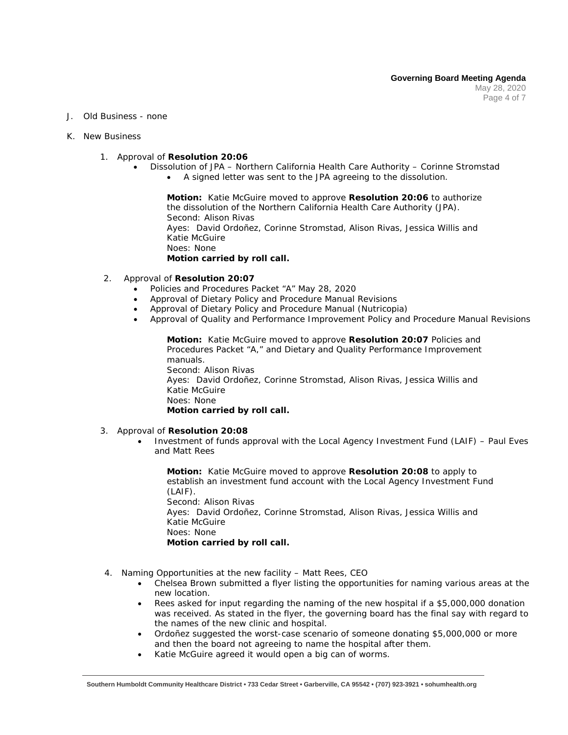J. Old Business - none

K. New Business

1. Approval of **Resolution 20:06**
   - Dissolution of JPA – Northern California Health Care Authority – Corinne Stromstad
     - A signed letter was sent to the JPA agreeing to the dissolution.

   **Motion:** Katie McGuire moved to approve **Resolution 20:06** to authorize the dissolution of the Northern California Health Care Authority (JPA).
   Second: Alison Rivas
   Ayes: David Ordoñez, Corinne Stromstad, Alison Rivas, Jessica Willis and Katie McGuire
   Noes: None
   **Motion carried by roll call.**

2. Approval of **Resolution 20:07**
   - Policies and Procedures Packet "A" May 28, 2020
   - Approval of Dietary Policy and Procedure Manual Revisions
   - Approval of Dietary Policy and Procedure Manual (Nutricopia)
   - Approval of Quality and Performance Improvement Policy and Procedure Manual Revisions

   **Motion:** Katie McGuire moved to approve **Resolution 20:07** Policies and Procedures Packet "A," and Dietary and Quality Performance Improvement manuals.
   Second: Alison Rivas
   Ayes: David Ordoñez, Corinne Stromstad, Alison Rivas, Jessica Willis and Katie McGuire
   Noes: None
   **Motion carried by roll call.**

3. Approval of **Resolution 20:08**
   - Investment of funds approval with the Local Agency Investment Fund (LAIF) – Paul Eves and Matt Rees

   **Motion:** Katie McGuire moved to approve **Resolution 20:08** to apply to establish an investment fund account with the Local Agency Investment Fund (LAIF).
   Second: Alison Rivas
   Ayes: David Ordoñez, Corinne Stromstad, Alison Rivas, Jessica Willis and Katie McGuire
   Noes: None
   **Motion carried by roll call.**

4. Naming Opportunities at the new facility – Matt Rees, CEO
   - Chelsea Brown submitted a flyer listing the opportunities for naming various areas at the new location.
   - Rees asked for input regarding the naming of the new hospital if a $5,000,000 donation was received. As stated in the flyer, the governing board has the final say with regard to the names of the new clinic and hospital.
   - Ordoñez suggested the worst-case scenario of someone donating $5,000,000 or more and then the board not agreeing to name the hospital after them.
   - Katie McGuire agreed it would open a big can of worms.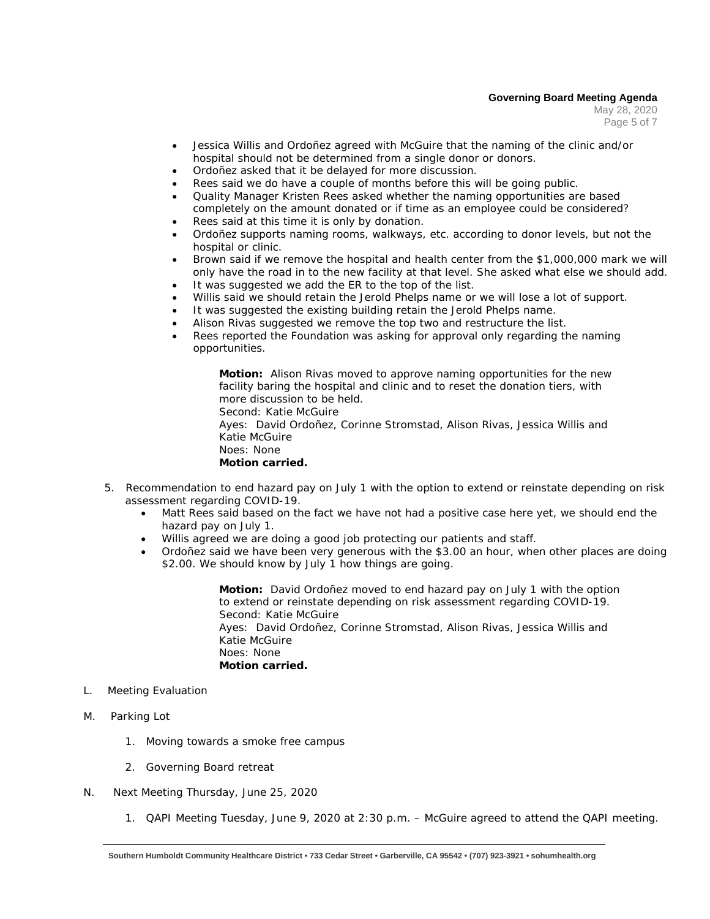- Jessica Willis and Ordoñez agreed with McGuire that the naming of the clinic and/or hospital should not be determined from a single donor or donors.
- Ordoñez asked that it be delayed for more discussion.
- Rees said we do have a couple of months before this will be going public.
- Quality Manager Kristen Rees asked whether the naming opportunities are based completely on the amount donated or if time as an employee could be considered?
- Rees said at this time it is only by donation.
- Ordoñez supports naming rooms, walkways, etc. according to donor levels, but not the hospital or clinic.
- Brown said if we remove the hospital and health center from the $1,000,000 mark we will only have the road in to the new facility at that level. She asked what else we should add.
- It was suggested we add the ER to the top of the list.
- Willis said we should retain the Jerold Phelps name or we will lose a lot of support.
- It was suggested the existing building retain the Jerold Phelps name.
- Alison Rivas suggested we remove the top two and restructure the list.
- Rees reported the Foundation was asking for approval only regarding the naming opportunities.

> **Motion:** Alison Rivas moved to approve naming opportunities for the new facility baring the hospital and clinic and to reset the donation tiers, with more discussion to be held.
> Second: Katie McGuire
> Ayes: David Ordoñez, Corinne Stromstad, Alison Rivas, Jessica Willis and Katie McGuire
> Noes: None
> **Motion carried.**

5. Recommendation to end hazard pay on July 1 with the option to extend or reinstate depending on risk assessment regarding COVID-19.
   - Matt Rees said based on the fact we have not had a positive case here yet, we should end the hazard pay on July 1.
   - Willis agreed we are doing a good job protecting our patients and staff.
   - Ordoñez said we have been very generous with the $3.00 an hour, when other places are doing $2.00. We should know by July 1 how things are going.

> **Motion:** David Ordoñez moved to end hazard pay on July 1 with the option to extend or reinstate depending on risk assessment regarding COVID-19.
> Second: Katie McGuire
> Ayes: David Ordoñez, Corinne Stromstad, Alison Rivas, Jessica Willis and Katie McGuire
> Noes: None
> **Motion carried.**

L. Meeting Evaluation

M. Parking Lot

1. Moving towards a smoke free campus
2. Governing Board retreat

N. Next Meeting Thursday, June 25, 2020

1. QAPI Meeting Tuesday, June 9, 2020 at 2:30 p.m. – McGuire agreed to attend the QAPI meeting.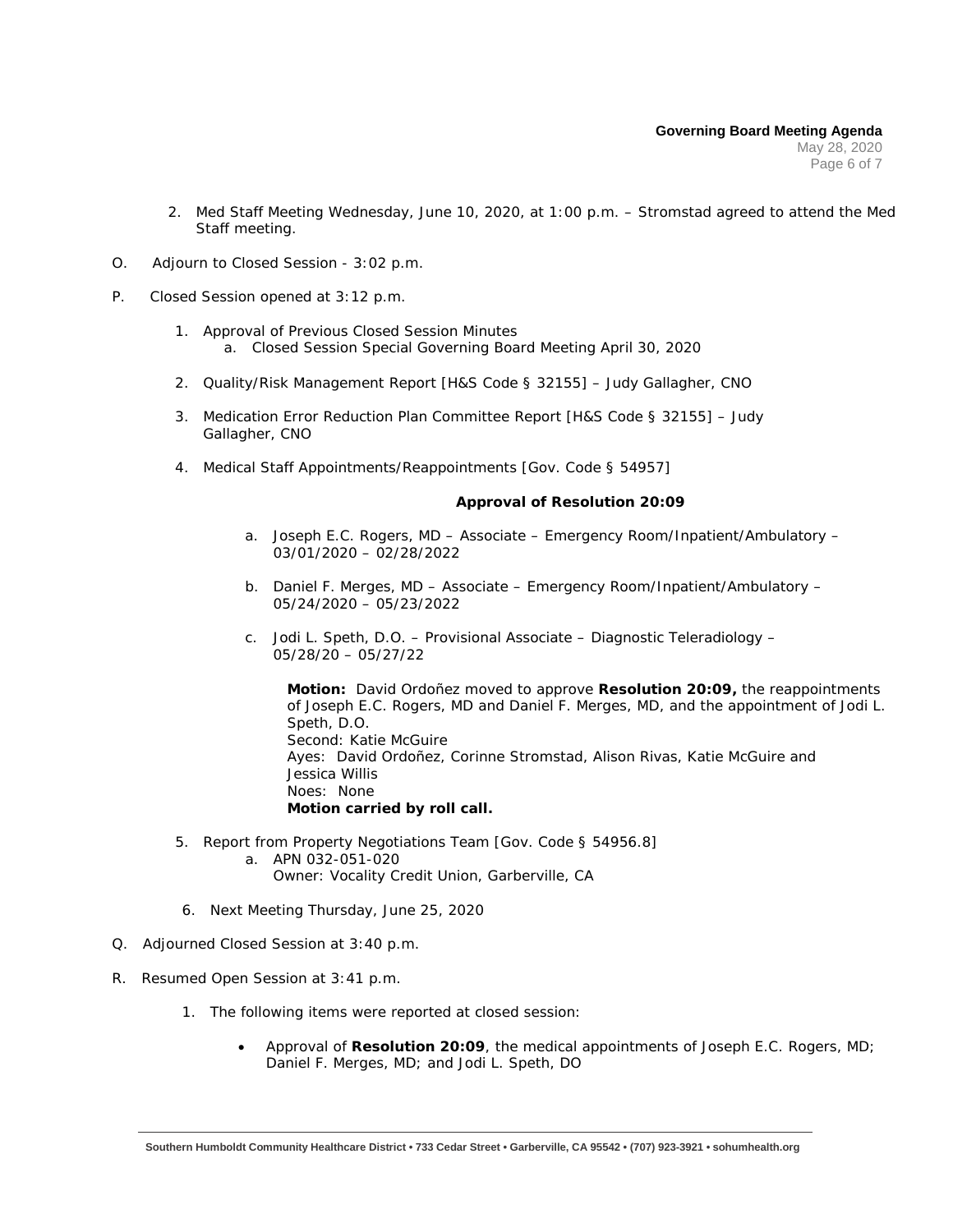2. Med Staff Meeting Wednesday, June 10, 2020, at 1:00 p.m. – Stromstad agreed to attend the Med Staff meeting.

O. Adjourn to Closed Session - 3:02 p.m.

P. Closed Session opened at 3:12 p.m.

1. Approval of Previous Closed Session Minutes
   a. Closed Session Special Governing Board Meeting April 30, 2020

2. Quality/Risk Management Report [H&S Code § 32155] – Judy Gallagher, CNO

3. Medication Error Reduction Plan Committee Report [H&S Code § 32155] – Judy Gallagher, CNO

4. Medical Staff Appointments/Reappointments [Gov. Code § 54957]

**Approval of Resolution 20:09**

   a. Joseph E.C. Rogers, MD – Associate – Emergency Room/Inpatient/Ambulatory – 03/01/2020 – 02/28/2022

   b. Daniel F. Merges, MD – Associate – Emergency Room/Inpatient/Ambulatory – 05/24/2020 – 05/23/2022

   c. Jodi L. Speth, D.O. – Provisional Associate – Diagnostic Teleradiology – 05/28/20 – 05/27/22

   **Motion:** David Ordoñez moved to approve **Resolution 20:09,** the reappointments of Joseph E.C. Rogers, MD and Daniel F. Merges, MD, and the appointment of Jodi L. Speth, D.O.
   Second: Katie McGuire
   Ayes: David Ordoñez, Corinne Stromstad, Alison Rivas, Katie McGuire and Jessica Willis
   Noes: None
   **Motion carried by roll call.**

5. Report from Property Negotiations Team [Gov. Code § 54956.8]
   a. APN 032-051-020
      Owner: Vocality Credit Union, Garberville, CA

6. Next Meeting Thursday, June 25, 2020

Q. Adjourned Closed Session at 3:40 p.m.

R. Resumed Open Session at 3:41 p.m.

1. The following items were reported at closed session:

   - Approval of **Resolution 20:09**, the medical appointments of Joseph E.C. Rogers, MD; Daniel F. Merges, MD; and Jodi L. Speth, DO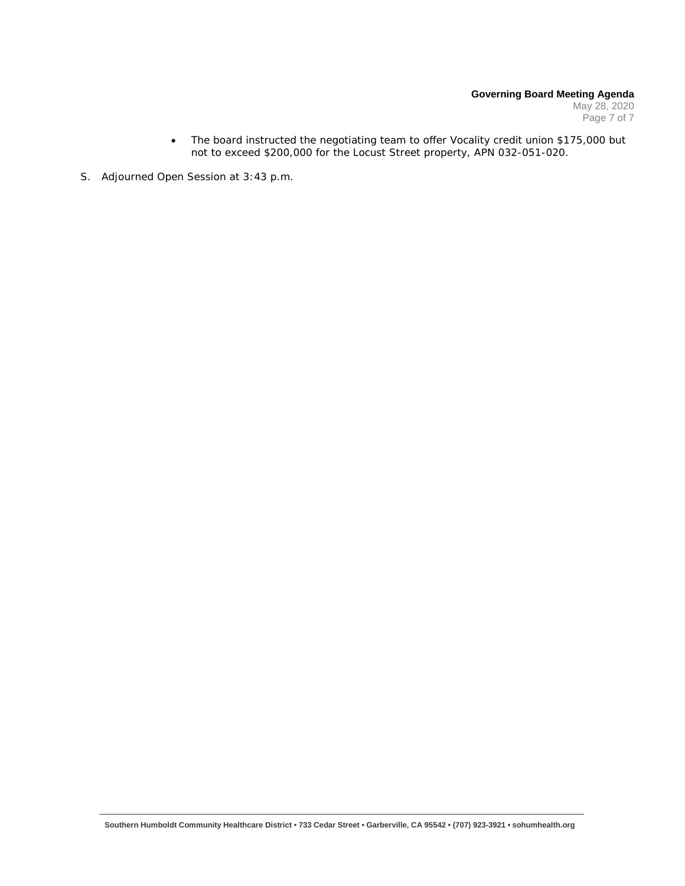- The board instructed the negotiating team to offer Vocality credit union $175,000 but not to exceed $200,000 for the Locust Street property, APN 032-051-020.

S. Adjourned Open Session at 3:43 p.m.